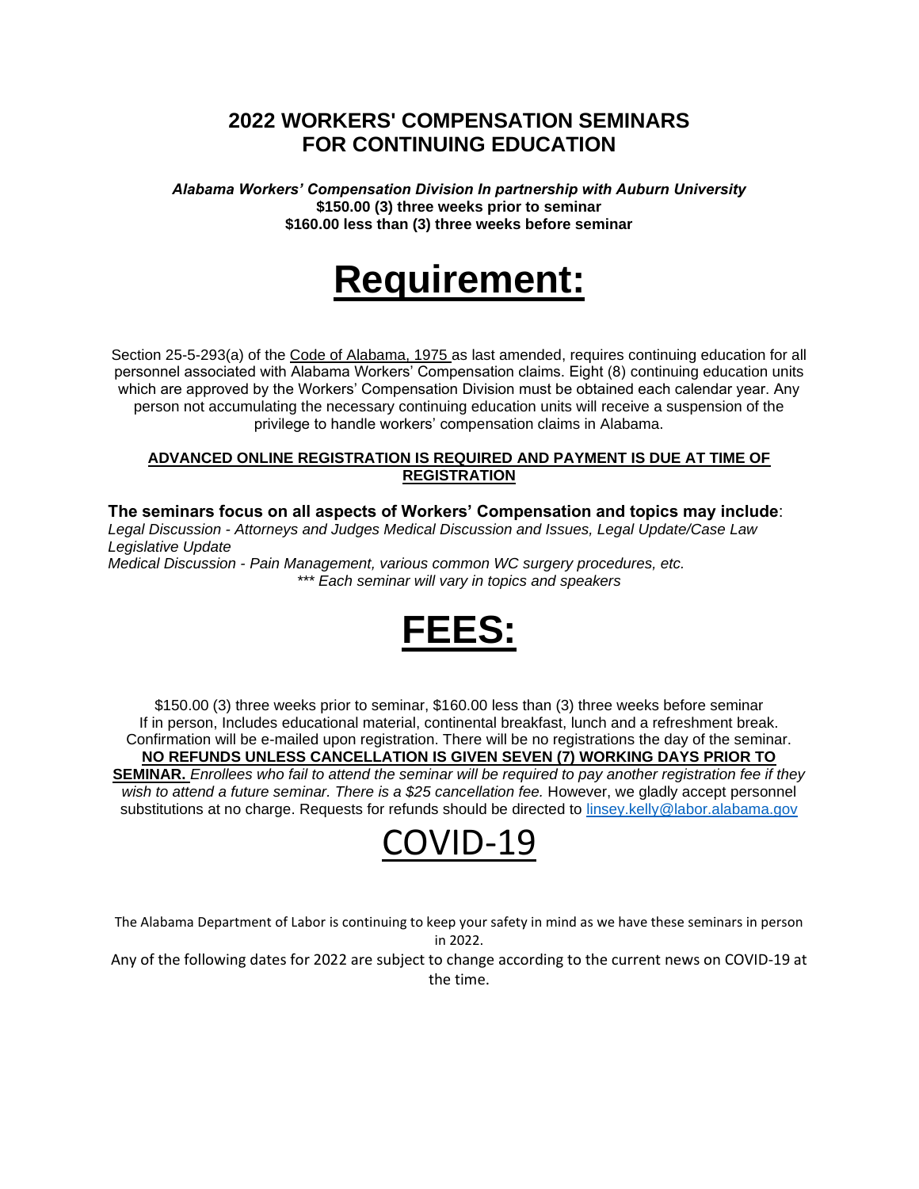# 2022 WORKERS' COMPENSATION SEMINARS FOR CONTINUING EDUCATION

***Alabama Workers' Compensation Division In partnership with Auburn University***
**$150.00 (3) three weeks prior to seminar**
**$160.00 less than (3) three weeks before seminar**

# Requirement:

Section 25-5-293(a) of the Code of Alabama, 1975 as last amended, requires continuing education for all personnel associated with Alabama Workers' Compensation claims. Eight (8) continuing education units which are approved by the Workers' Compensation Division must be obtained each calendar year. Any person not accumulating the necessary continuing education units will receive a suspension of the privilege to handle workers' compensation claims in Alabama.

**ADVANCED ONLINE REGISTRATION IS REQUIRED AND PAYMENT IS DUE AT TIME OF REGISTRATION**

**The seminars focus on all aspects of Workers' Compensation and topics may include**:
*Legal Discussion - Attorneys and Judges Medical Discussion and Issues, Legal Update/Case Law Legislative Update*
*Medical Discussion - Pain Management, various common WC surgery procedures, etc.*
*\*\*\* Each seminar will vary in topics and speakers*

# FEES:

$150.00 (3) three weeks prior to seminar, $160.00 less than (3) three weeks before seminar
If in person, Includes educational material, continental breakfast, lunch and a refreshment break.
Confirmation will be e-mailed upon registration. There will be no registrations the day of the seminar.
**NO REFUNDS UNLESS CANCELLATION IS GIVEN SEVEN (7) WORKING DAYS PRIOR TO SEMINAR.** *Enrollees who fail to attend the seminar will be required to pay another registration fee if they wish to attend a future seminar. There is a $25 cancellation fee.* However, we gladly accept personnel substitutions at no charge. Requests for refunds should be directed to linsey.kelly@labor.alabama.gov

# COVID-19

The Alabama Department of Labor is continuing to keep your safety in mind as we have these seminars in person in 2022.

Any of the following dates for 2022 are subject to change according to the current news on COVID-19 at the time.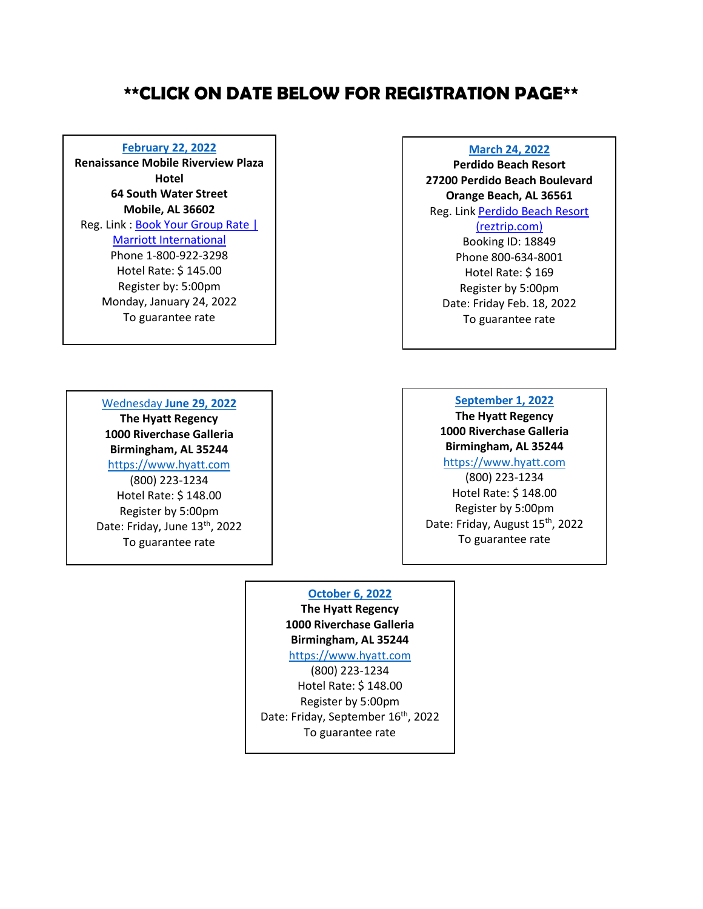# **CLICK ON DATE BELOW FOR REGISTRATION PAGE**

**February 22, 2022**
**Renaissance Mobile Riverview Plaza Hotel**
**64 South Water Street**
**Mobile, AL 36602**
Reg. Link : Book Your Group Rate | Marriott International
Phone 1-800-922-3298
Hotel Rate: $ 145.00
Register by: 5:00pm
Monday, January 24, 2022
To guarantee rate

**March 24, 2022**
**Perdido Beach Resort**
**27200 Perdido Beach Boulevard**
**Orange Beach, AL 36561**
Reg. Link Perdido Beach Resort (reztrip.com)
Booking ID: 18849
Phone 800-634-8001
Hotel Rate: $ 169
Register by 5:00pm
Date: Friday Feb. 18, 2022
To guarantee rate

Wednesday **June 29, 2022**
**The Hyatt Regency**
**1000 Riverchase Galleria**
**Birmingham, AL 35244**
https://www.hyatt.com
(800) 223-1234
Hotel Rate: $ 148.00
Register by 5:00pm
Date: Friday, June 13th, 2022
To guarantee rate

**September 1, 2022**
**The Hyatt Regency**
**1000 Riverchase Galleria**
**Birmingham, AL 35244**
https://www.hyatt.com
(800) 223-1234
Hotel Rate: $ 148.00
Register by 5:00pm
Date: Friday, August 15th, 2022
To guarantee rate

**October 6, 2022**
**The Hyatt Regency**
**1000 Riverchase Galleria**
**Birmingham, AL 35244**
https://www.hyatt.com
(800) 223-1234
Hotel Rate: $ 148.00
Register by 5:00pm
Date: Friday, September 16th, 2022
To guarantee rate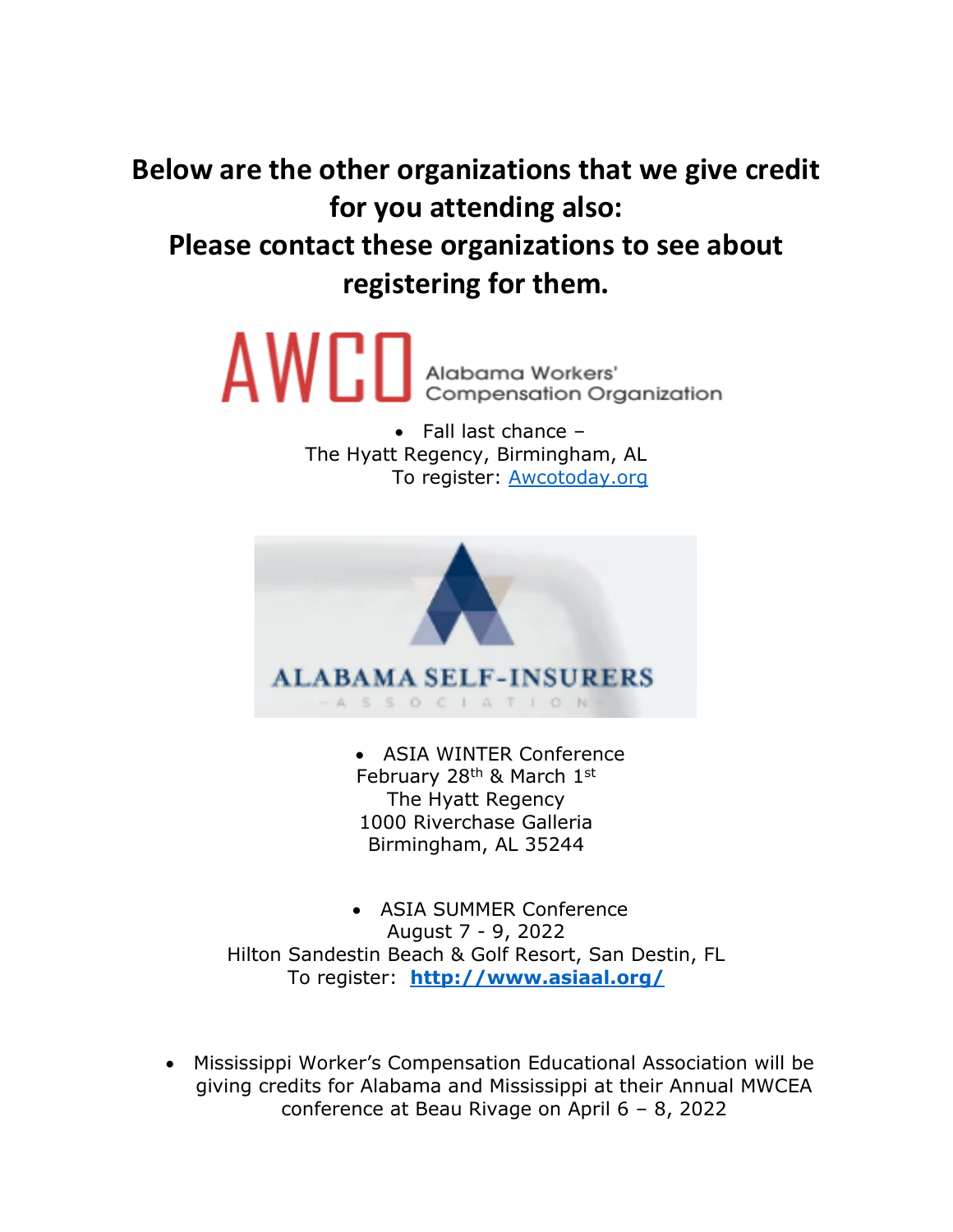# Below are the other organizations that we give credit for you attending also:

# Please contact these organizations to see about registering for them.

AWCO Alabama Workers' Compensation Organization

- Fall last chance –
  The Hyatt Regency, Birmingham, AL
  To register: Awcotoday.org

ALABAMA SELF-INSURERS ASSOCIATION

- ASIA WINTER Conference
  February 28th & March 1st
  The Hyatt Regency
  1000 Riverchase Galleria
  Birmingham, AL 35244

- ASIA SUMMER Conference
  August 7 - 9, 2022
  Hilton Sandestin Beach & Golf Resort, San Destin, FL
  To register: **http://www.asiaal.org/**

- Mississippi Worker's Compensation Educational Association will be giving credits for Alabama and Mississippi at their Annual MWCEA conference at Beau Rivage on April 6 – 8, 2022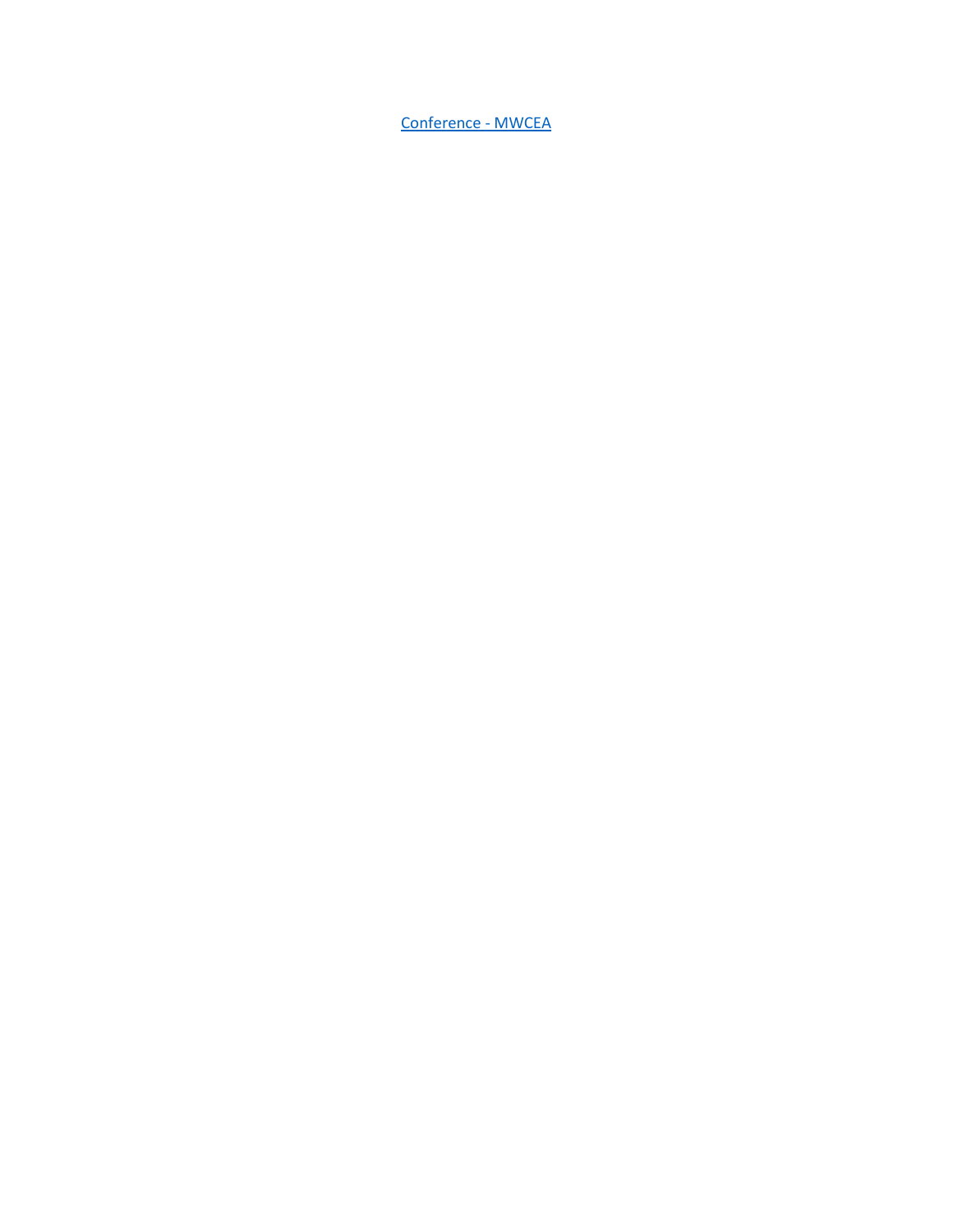[Conference - MWCEA]()